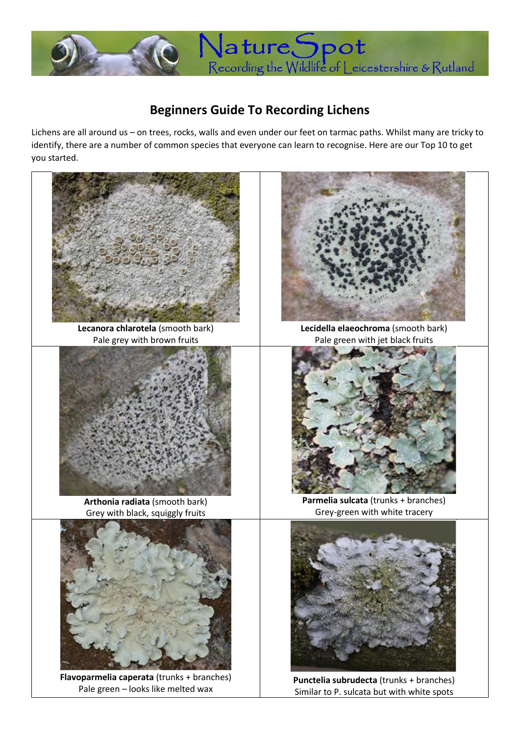# Beginners Guide To Recording Lichens

Lichens are all around us – on trees, rocks, walls and even under our feet on tarmac paths. Whilst many are tricky to identify, there are a number of common species that everyone can learn to recognise. Here are our Top 10 to get you started.

**Lecanora chlarotela** (smooth bark)
Pale grey with brown fruits

**Lecidella elaeochroma** (smooth bark)
Pale green with jet black fruits

**Arthonia radiata** (smooth bark)
Grey with black, squiggly fruits

**Parmelia sulcata** (trunks + branches)
Grey-green with white tracery

**Flavoparmelia caperata** (trunks + branches)
Pale green – looks like melted wax

**Punctelia subrudecta** (trunks + branches)
Similar to P. sulcata but with white spots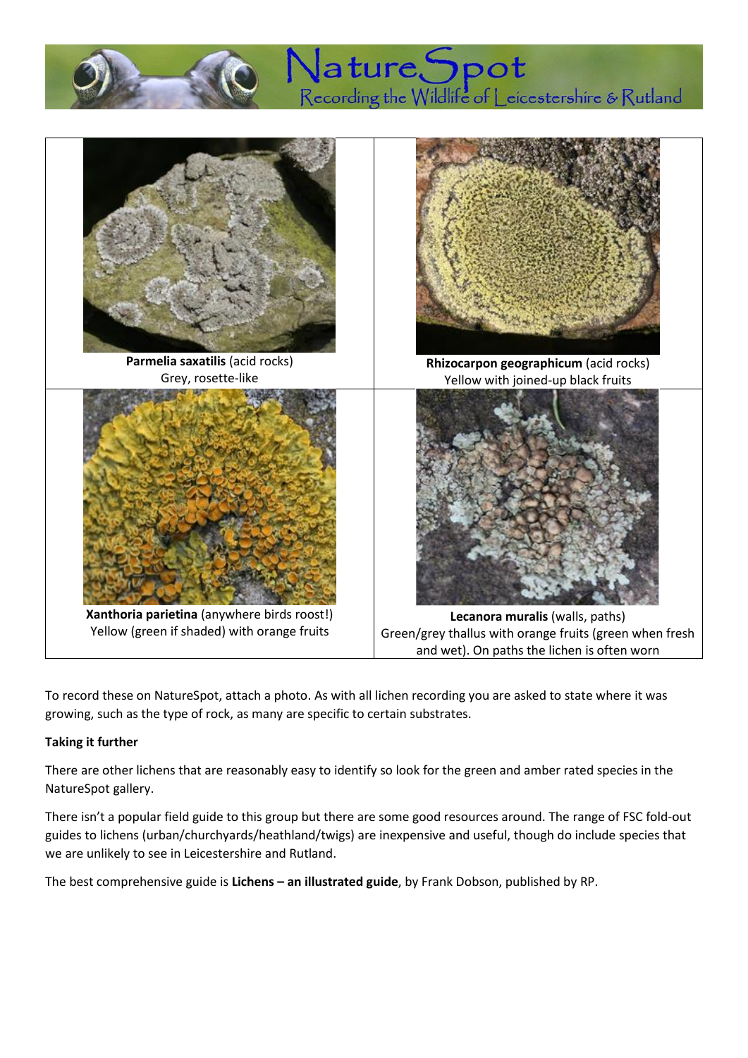| | |
|---|---|
| **Parmelia saxatilis** (acid rocks)<br>Grey, rosette-like | **Rhizocarpon geographicum** (acid rocks)<br>Yellow with joined-up black fruits |
| **Xanthoria parietina** (anywhere birds roost!)<br>Yellow (green if shaded) with orange fruits | **Lecanora muralis** (walls, paths)<br>Green/grey thallus with orange fruits (green when fresh and wet). On paths the lichen is often worn |

To record these on NatureSpot, attach a photo. As with all lichen recording you are asked to state where it was growing, such as the type of rock, as many are specific to certain substrates.

**Taking it further**

There are other lichens that are reasonably easy to identify so look for the green and amber rated species in the NatureSpot gallery.

There isn't a popular field guide to this group but there are some good resources around. The range of FSC fold-out guides to lichens (urban/churchyards/heathland/twigs) are inexpensive and useful, though do include species that we are unlikely to see in Leicestershire and Rutland.

The best comprehensive guide is **Lichens – an illustrated guide**, by Frank Dobson, published by RP.